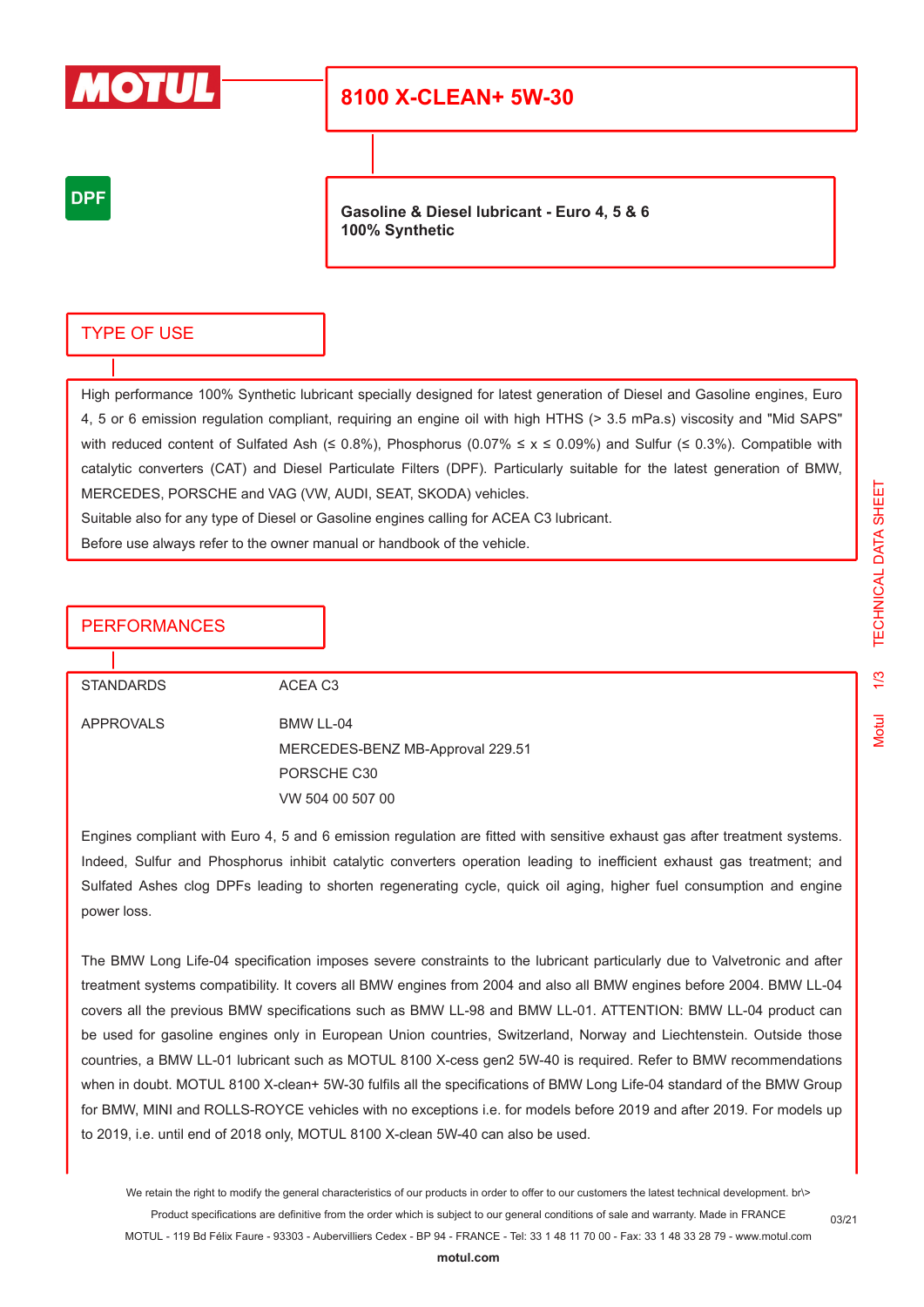# 8100 X-CLEAN+ 5W-30

DPF

**Gasoline & Diesel lubricant - Euro 4, 5 & 6**
**100% Synthetic**

## TYPE OF USE

High performance 100% Synthetic lubricant specially designed for latest generation of Diesel and Gasoline engines, Euro 4, 5 or 6 emission regulation compliant, requiring an engine oil with high HTHS (> 3.5 mPa.s) viscosity and "Mid SAPS" with reduced content of Sulfated Ash (≤ 0.8%), Phosphorus (0.07% ≤ x ≤ 0.09%) and Sulfur (≤ 0.3%). Compatible with catalytic converters (CAT) and Diesel Particulate Filters (DPF). Particularly suitable for the latest generation of BMW, MERCEDES, PORSCHE and VAG (VW, AUDI, SEAT, SKODA) vehicles.

Suitable also for any type of Diesel or Gasoline engines calling for ACEA C3 lubricant.

Before use always refer to the owner manual or handbook of the vehicle.

## PERFORMANCES

| | |
|---|---|
| STANDARDS | ACEA C3 |
| APPROVALS | BMW LL-04<br>MERCEDES-BENZ MB-Approval 229.51<br>PORSCHE C30<br>VW 504 00 507 00 |

Engines compliant with Euro 4, 5 and 6 emission regulation are fitted with sensitive exhaust gas after treatment systems. Indeed, Sulfur and Phosphorus inhibit catalytic converters operation leading to inefficient exhaust gas treatment; and Sulfated Ashes clog DPFs leading to shorten regenerating cycle, quick oil aging, higher fuel consumption and engine power loss.

The BMW Long Life-04 specification imposes severe constraints to the lubricant particularly due to Valvetronic and after treatment systems compatibility. It covers all BMW engines from 2004 and also all BMW engines before 2004. BMW LL-04 covers all the previous BMW specifications such as BMW LL-98 and BMW LL-01. ATTENTION: BMW LL-04 product can be used for gasoline engines only in European Union countries, Switzerland, Norway and Liechtenstein. Outside those countries, a BMW LL-01 lubricant such as MOTUL 8100 X-cess gen2 5W-40 is required. Refer to BMW recommendations when in doubt. MOTUL 8100 X-clean+ 5W-30 fulfils all the specifications of BMW Long Life-04 standard of the BMW Group for BMW, MINI and ROLLS-ROYCE vehicles with no exceptions i.e. for models before 2019 and after 2019. For models up to 2019, i.e. until end of 2018 only, MOTUL 8100 X-clean 5W-40 can also be used.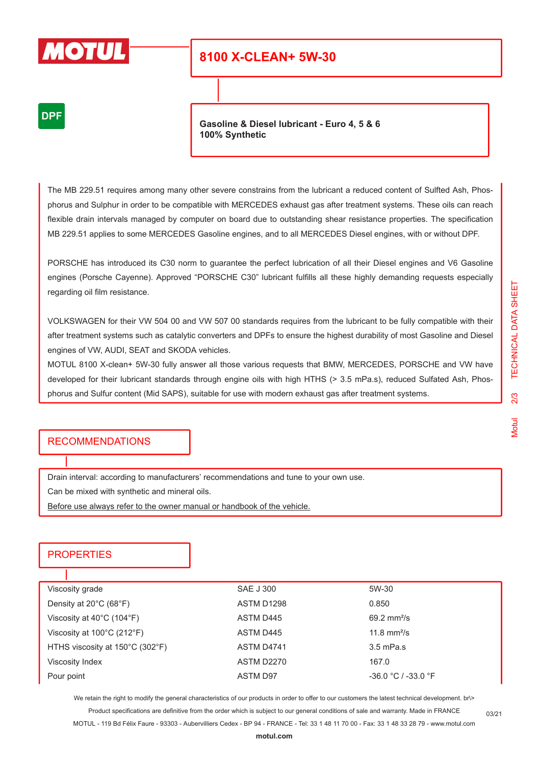# 8100 X-CLEAN+ 5W-30

DPF

**Gasoline & Diesel lubricant - Euro 4, 5 & 6**
**100% Synthetic**

The MB 229.51 requires among many other severe constrains from the lubricant a reduced content of Sulfted Ash, Phosphorus and Sulphur in order to be compatible with MERCEDES exhaust gas after treatment systems. These oils can reach flexible drain intervals managed by computer on board due to outstanding shear resistance properties. The specification MB 229.51 applies to some MERCEDES Gasoline engines, and to all MERCEDES Diesel engines, with or without DPF.

PORSCHE has introduced its C30 norm to guarantee the perfect lubrication of all their Diesel engines and V6 Gasoline engines (Porsche Cayenne). Approved "PORSCHE C30" lubricant fulfills all these highly demanding requests especially regarding oil film resistance.

VOLKSWAGEN for their VW 504 00 and VW 507 00 standards requires from the lubricant to be fully compatible with their after treatment systems such as catalytic converters and DPFs to ensure the highest durability of most Gasoline and Diesel engines of VW, AUDI, SEAT and SKODA vehicles.
MOTUL 8100 X-clean+ 5W-30 fully answer all those various requests that BMW, MERCEDES, PORSCHE and VW have developed for their lubricant standards through engine oils with high HTHS (> 3.5 mPa.s), reduced Sulfated Ash, Phosphorus and Sulfur content (Mid SAPS), suitable for use with modern exhaust gas after treatment systems.

## RECOMMENDATIONS

Drain interval: according to manufacturers' recommendations and tune to your own use.
Can be mixed with synthetic and mineral oils.
Before use always refer to the owner manual or handbook of the vehicle.

## PROPERTIES

| | | |
|---|---|---|
| Viscosity grade | SAE J 300 | 5W-30 |
| Density at 20°C (68°F) | ASTM D1298 | 0.850 |
| Viscosity at 40°C (104°F) | ASTM D445 | 69.2 mm²/s |
| Viscosity at 100°C (212°F) | ASTM D445 | 11.8 mm²/s |
| HTHS viscosity at 150°C (302°F) | ASTM D4741 | 3.5 mPa.s |
| Viscosity Index | ASTM D2270 | 167.0 |
| Pour point | ASTM D97 | -36.0 °C / -33.0 °F |

We retain the right to modify the general characteristics of our products in order to offer to our customers the latest technical development. br\>
Product specifications are definitive from the order which is subject to our general conditions of sale and warranty. Made in FRANCE
MOTUL - 119 Bd Félix Faure - 93303 - Aubervilliers Cedex - BP 94 - FRANCE - Tel: 33 1 48 11 70 00 - Fax: 33 1 48 33 28 79 - www.motul.com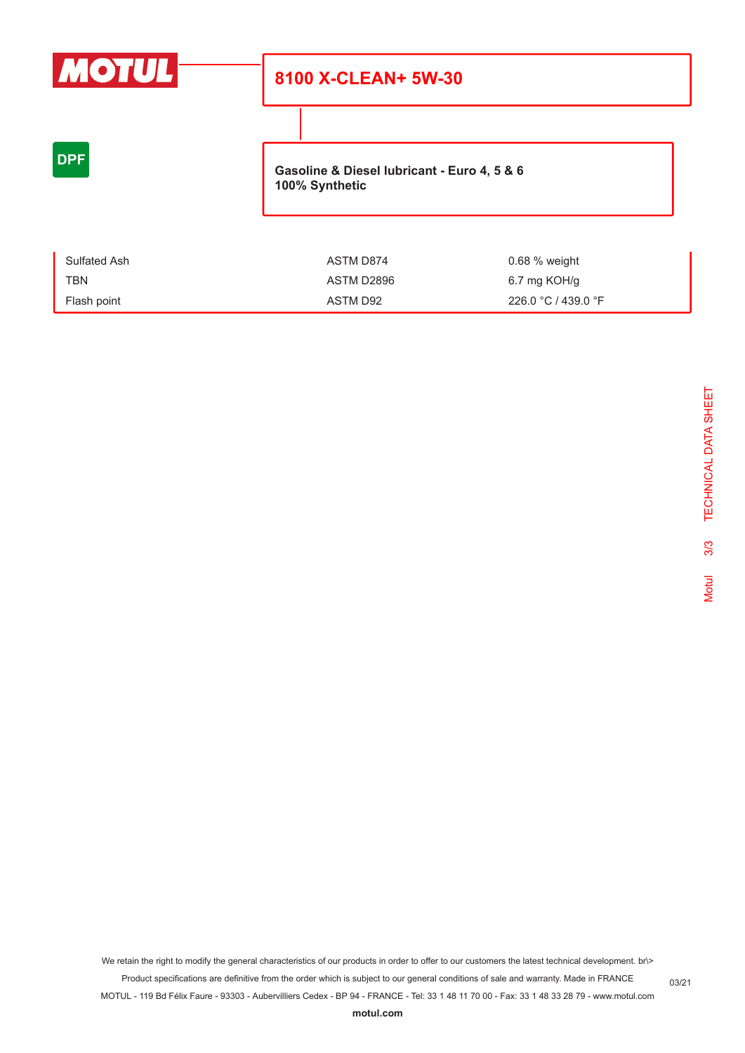MOTUL

# 8100 X-CLEAN+ 5W-30

DPF

**Gasoline & Diesel lubricant - Euro 4, 5 & 6**
**100% Synthetic**

| | | |
|---|---|---|
| Sulfated Ash | ASTM D874 | 0.68 % weight |
| TBN | ASTM D2896 | 6.7 mg KOH/g |
| Flash point | ASTM D92 | 226.0 °C / 439.0 °F |

We retain the right to modify the general characteristics of our products in order to offer to our customers the latest technical development. br\>
Product specifications are definitive from the order which is subject to our general conditions of sale and warranty. Made in FRANCE
MOTUL - 119 Bd Félix Faure - 93303 - Aubervilliers Cedex - BP 94 - FRANCE - Tel: 33 1 48 11 70 00 - Fax: 33 1 48 33 28 79 - www.motul.com

**motul.com**

03/21